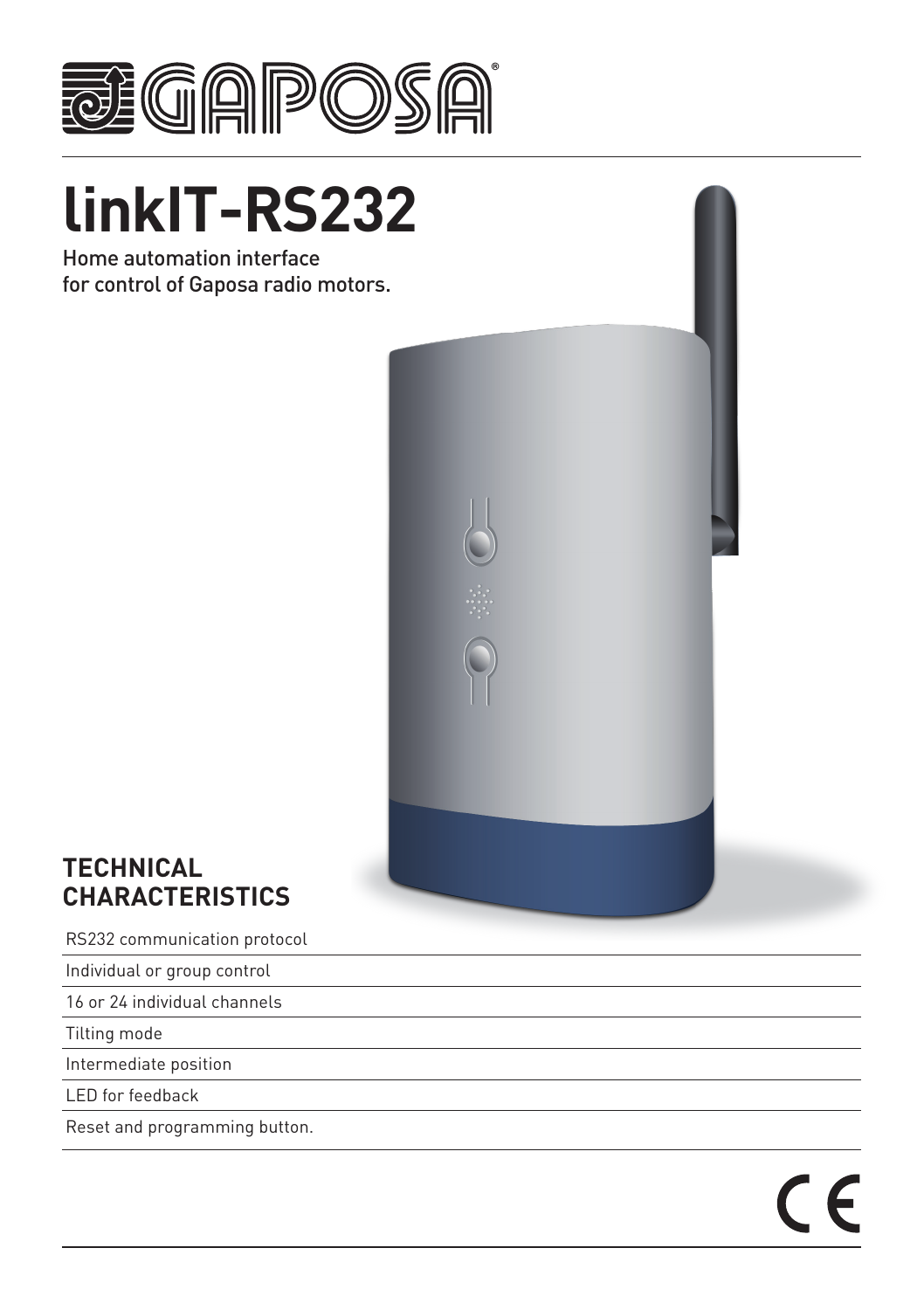GAPOSA®

# linkIT-RS232

Home automation interface
for control of Gaposa radio motors.

## TECHNICAL CHARACTERISTICS

- RS232 communication protocol
- Individual or group control
- 16 or 24 individual channels
- Tilting mode
- Intermediate position
- LED for feedback
- Reset and programming button.

CE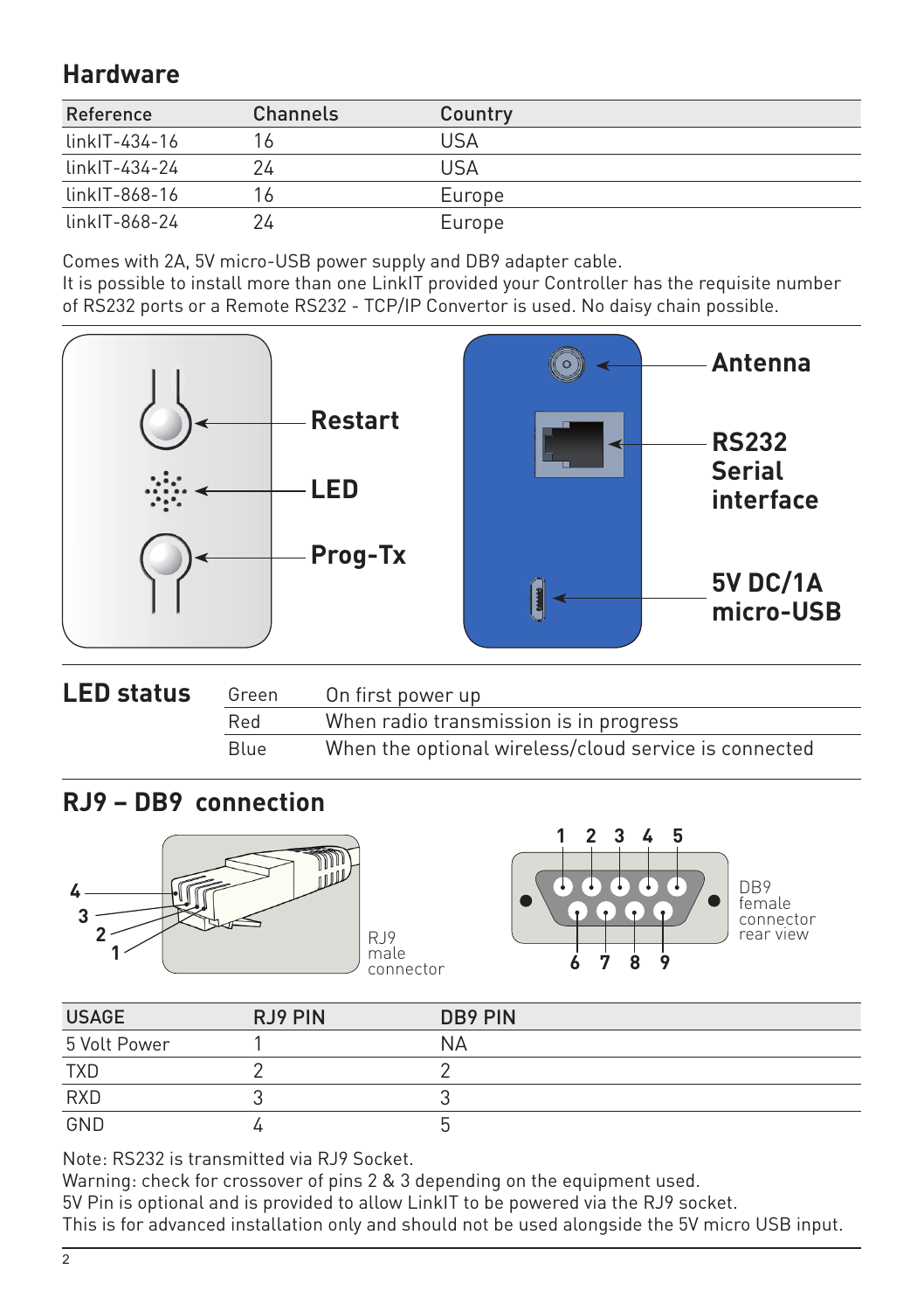## Hardware

| Reference | Channels | Country |
|---|---|---|
| linkIT-434-16 | 16 | USA |
| linkIT-434-24 | 24 | USA |
| linkIT-868-16 | 16 | Europe |
| linkIT-868-24 | 24 | Europe |

Comes with 2A, 5V micro-USB power supply and DB9 adapter cable.
It is possible to install more than one LinkIT provided your Controller has the requisite number of RS232 ports or a Remote RS232 - TCP/IP Convertor is used. No daisy chain possible.

**Restart**

**LED**

**Prog-Tx**

**Antenna**

**RS232 Serial interface**

**5V DC/1A micro-USB**

## LED status

| | |
|---|---|
| Green | On first power up |
| Red | When radio transmission is in progress |
| Blue | When the optional wireless/cloud service is connected |

## RJ9 – DB9 connection

RJ9 male connector

DB9 female connector rear view

| USAGE | RJ9 PIN | DB9 PIN |
|---|---|---|
| 5 Volt Power | 1 | NA |
| TXD | 2 | 2 |
| RXD | 3 | 3 |
| GND | 4 | 5 |

Note: RS232 is transmitted via RJ9 Socket.
Warning: check for crossover of pins 2 & 3 depending on the equipment used.
5V Pin is optional and is provided to allow LinkIT to be powered via the RJ9 socket.
This is for advanced installation only and should not be used alongside the 5V micro USB input.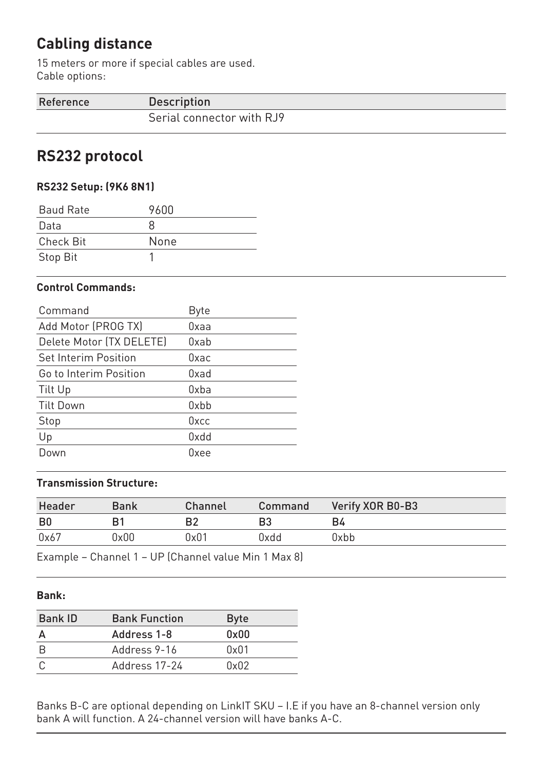## Cabling distance

15 meters or more if special cables are used.
Cable options:

| Reference | Description |
| --- | --- |
| | Serial connector with RJ9 |

## RS232 protocol

### RS232 Setup: (9K6 8N1)

| Baud Rate | 9600 |
| --- | --- |
| Data | 8 |
| Check Bit | None |
| Stop Bit | 1 |

### Control Commands:

| Command | Byte |
| --- | --- |
| Add Motor (PROG TX) | 0xaa |
| Delete Motor (TX DELETE) | 0xab |
| Set Interim Position | 0xac |
| Go to Interim Position | 0xad |
| Tilt Up | 0xba |
| Tilt Down | 0xbb |
| Stop | 0xcc |
| Up | 0xdd |
| Down | 0xee |

### Transmission Structure:

| Header | Bank | Channel | Command | Verify XOR B0-B3 |
| --- | --- | --- | --- | --- |
| B0 | B1 | B2 | B3 | B4 |
| 0x67 | 0x00 | 0x01 | 0xdd | 0xbb |

Example – Channel 1 – UP (Channel value Min 1 Max 8)

### Bank:

| Bank ID | Bank Function | Byte |
| --- | --- | --- |
| A | Address 1-8 | 0x00 |
| B | Address 9-16 | 0x01 |
| C | Address 17-24 | 0x02 |

Banks B-C are optional depending on LinkIT SKU – I.E if you have an 8-channel version only bank A will function. A 24-channel version will have banks A-C.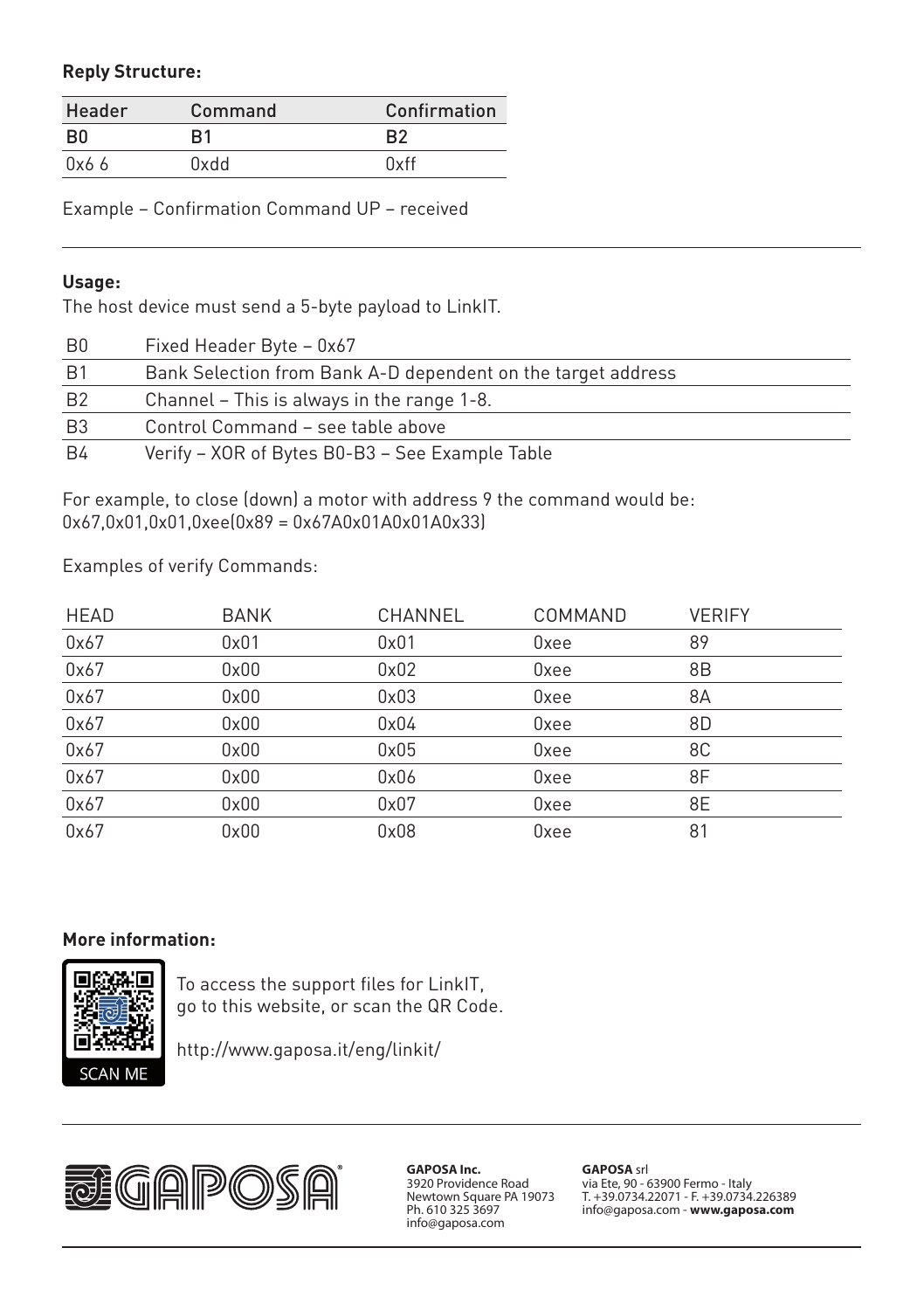**Reply Structure:**

| Header | Command | Confirmation |
|---|---|---|
| B0 | B1 | B2 |
| 0x6 6 | 0xdd | 0xff |

Example – Confirmation Command UP – received

---

**Usage:**

The host device must send a 5-byte payload to LinkIT.

| | |
|---|---|
| B0 | Fixed Header Byte – 0x67 |
| B1 | Bank Selection from Bank A-D dependent on the target address |
| B2 | Channel – This is always in the range 1-8. |
| B3 | Control Command – see table above |
| B4 | Verify – XOR of Bytes B0-B3 – See Example Table |

For example, to close (down) a motor with address 9 the command would be:
0x67,0x01,0x01,0xee(0x89 = 0x67A0x01A0x01A0x33)

Examples of verify Commands:

| HEAD | BANK | CHANNEL | COMMAND | VERIFY |
|---|---|---|---|---|
| 0x67 | 0x01 | 0x01 | 0xee | 89 |
| 0x67 | 0x00 | 0x02 | 0xee | 8B |
| 0x67 | 0x00 | 0x03 | 0xee | 8A |
| 0x67 | 0x00 | 0x04 | 0xee | 8D |
| 0x67 | 0x00 | 0x05 | 0xee | 8C |
| 0x67 | 0x00 | 0x06 | 0xee | 8F |
| 0x67 | 0x00 | 0x07 | 0xee | 8E |
| 0x67 | 0x00 | 0x08 | 0xee | 81 |

**More information:**

SCAN ME

To access the support files for LinkIT, go to this website, or scan the QR Code.

http://www.gaposa.it/eng/linkit/

---

GAPOSA

**GAPOSA Inc.**
3920 Providence Road
Newtown Square PA 19073
Ph. 610 325 3697
info@gaposa.com

**GAPOSA** srl
via Ete, 90 - 63900 Fermo - Italy
T. +39.0734.22071 - F. +39.0734.226389
info@gaposa.com - **www.gaposa.com**